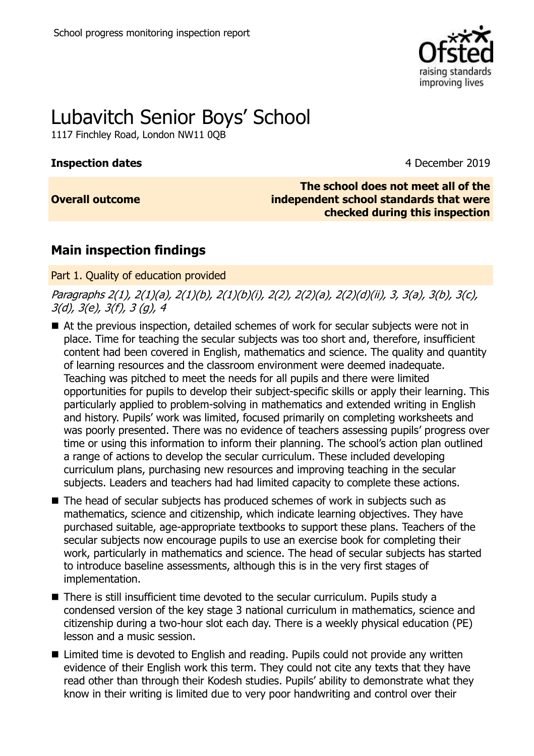# Lubavitch Senior Boys' School

1117 Finchley Road, London NW11 0QB

| | |
|---|---|
| **Inspection dates** | 4 December 2019 |
| **Overall outcome** | **The school does not meet all of the independent school standards that were checked during this inspection** |

## Main inspection findings

### Part 1. Quality of education provided

*Paragraphs 2(1), 2(1)(a), 2(1)(b), 2(1)(b)(i), 2(2), 2(2)(a), 2(2)(d)(ii), 3, 3(a), 3(b), 3(c), 3(d), 3(e), 3(f), 3 (g), 4*

- At the previous inspection, detailed schemes of work for secular subjects were not in place. Time for teaching the secular subjects was too short and, therefore, insufficient content had been covered in English, mathematics and science. The quality and quantity of learning resources and the classroom environment were deemed inadequate. Teaching was pitched to meet the needs for all pupils and there were limited opportunities for pupils to develop their subject-specific skills or apply their learning. This particularly applied to problem-solving in mathematics and extended writing in English and history. Pupils' work was limited, focused primarily on completing worksheets and was poorly presented. There was no evidence of teachers assessing pupils' progress over time or using this information to inform their planning. The school's action plan outlined a range of actions to develop the secular curriculum. These included developing curriculum plans, purchasing new resources and improving teaching in the secular subjects. Leaders and teachers had had limited capacity to complete these actions.
- The head of secular subjects has produced schemes of work in subjects such as mathematics, science and citizenship, which indicate learning objectives. They have purchased suitable, age-appropriate textbooks to support these plans. Teachers of the secular subjects now encourage pupils to use an exercise book for completing their work, particularly in mathematics and science. The head of secular subjects has started to introduce baseline assessments, although this is in the very first stages of implementation.
- There is still insufficient time devoted to the secular curriculum. Pupils study a condensed version of the key stage 3 national curriculum in mathematics, science and citizenship during a two-hour slot each day. There is a weekly physical education (PE) lesson and a music session.
- Limited time is devoted to English and reading. Pupils could not provide any written evidence of their English work this term. They could not cite any texts that they have read other than through their Kodesh studies. Pupils' ability to demonstrate what they know in their writing is limited due to very poor handwriting and control over their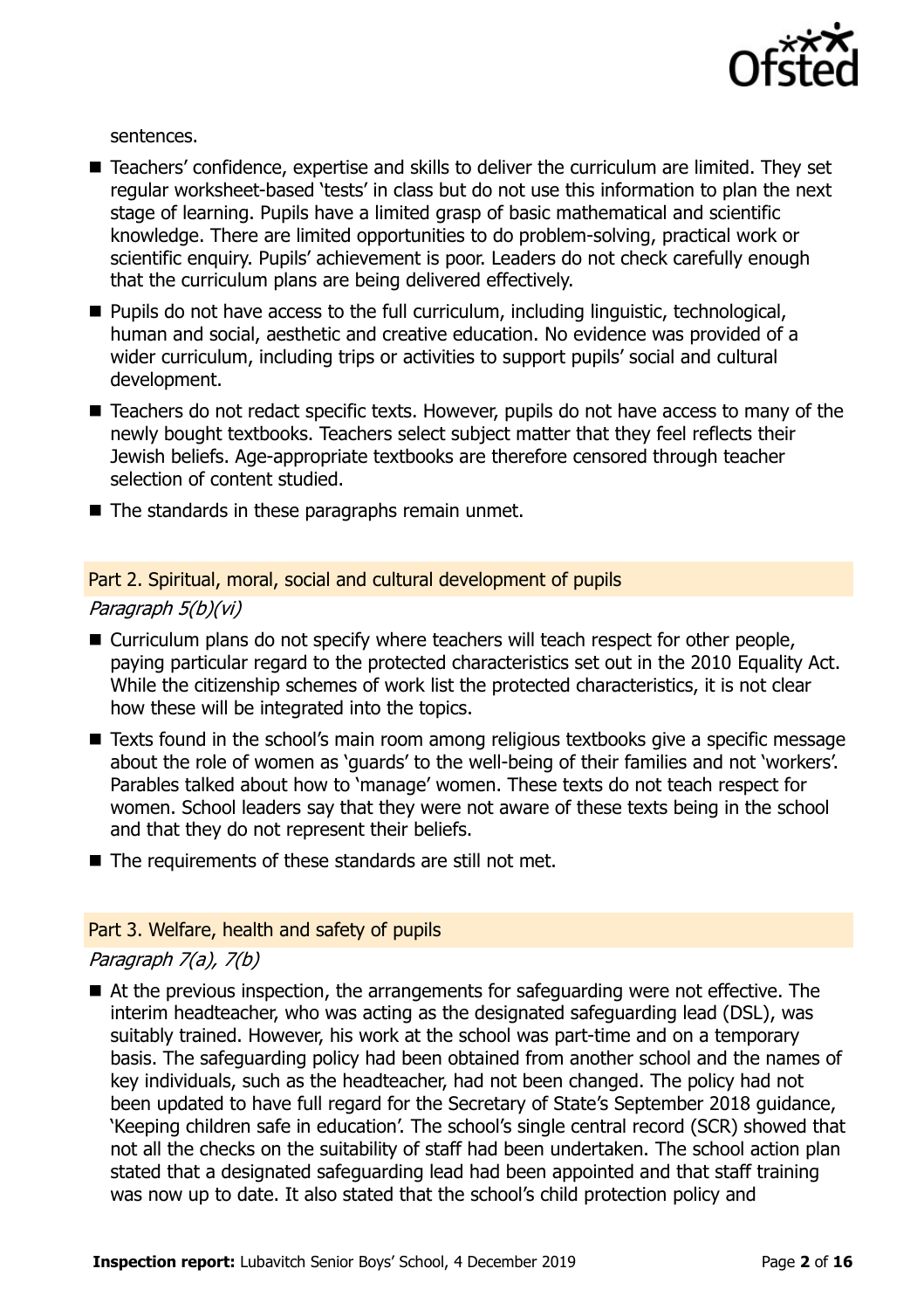sentences.

- Teachers' confidence, expertise and skills to deliver the curriculum are limited. They set regular worksheet-based 'tests' in class but do not use this information to plan the next stage of learning. Pupils have a limited grasp of basic mathematical and scientific knowledge. There are limited opportunities to do problem-solving, practical work or scientific enquiry. Pupils' achievement is poor. Leaders do not check carefully enough that the curriculum plans are being delivered effectively.
- Pupils do not have access to the full curriculum, including linguistic, technological, human and social, aesthetic and creative education. No evidence was provided of a wider curriculum, including trips or activities to support pupils' social and cultural development.
- Teachers do not redact specific texts. However, pupils do not have access to many of the newly bought textbooks. Teachers select subject matter that they feel reflects their Jewish beliefs. Age-appropriate textbooks are therefore censored through teacher selection of content studied.
- The standards in these paragraphs remain unmet.

### Part 2. Spiritual, moral, social and cultural development of pupils

*Paragraph 5(b)(vi)*

- Curriculum plans do not specify where teachers will teach respect for other people, paying particular regard to the protected characteristics set out in the 2010 Equality Act. While the citizenship schemes of work list the protected characteristics, it is not clear how these will be integrated into the topics.
- Texts found in the school's main room among religious textbooks give a specific message about the role of women as 'guards' to the well-being of their families and not 'workers'. Parables talked about how to 'manage' women. These texts do not teach respect for women. School leaders say that they were not aware of these texts being in the school and that they do not represent their beliefs.
- The requirements of these standards are still not met.

### Part 3. Welfare, health and safety of pupils

*Paragraph 7(a), 7(b)*

- At the previous inspection, the arrangements for safeguarding were not effective. The interim headteacher, who was acting as the designated safeguarding lead (DSL), was suitably trained. However, his work at the school was part-time and on a temporary basis. The safeguarding policy had been obtained from another school and the names of key individuals, such as the headteacher, had not been changed. The policy had not been updated to have full regard for the Secretary of State's September 2018 guidance, 'Keeping children safe in education'. The school's single central record (SCR) showed that not all the checks on the suitability of staff had been undertaken. The school action plan stated that a designated safeguarding lead had been appointed and that staff training was now up to date. It also stated that the school's child protection policy and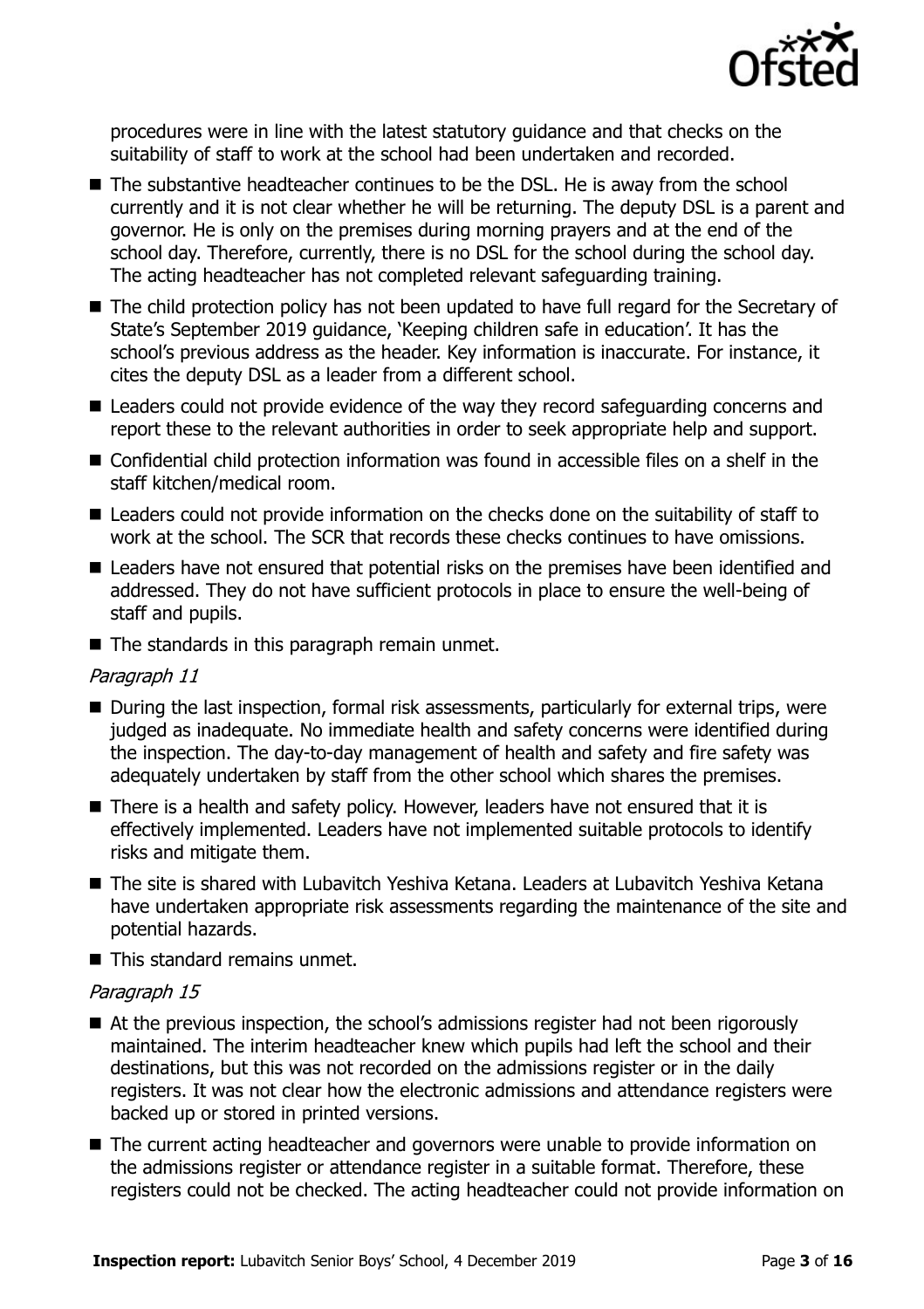procedures were in line with the latest statutory guidance and that checks on the suitability of staff to work at the school had been undertaken and recorded.

- The substantive headteacher continues to be the DSL. He is away from the school currently and it is not clear whether he will be returning. The deputy DSL is a parent and governor. He is only on the premises during morning prayers and at the end of the school day. Therefore, currently, there is no DSL for the school during the school day. The acting headteacher has not completed relevant safeguarding training.
- The child protection policy has not been updated to have full regard for the Secretary of State's September 2019 guidance, 'Keeping children safe in education'. It has the school's previous address as the header. Key information is inaccurate. For instance, it cites the deputy DSL as a leader from a different school.
- Leaders could not provide evidence of the way they record safeguarding concerns and report these to the relevant authorities in order to seek appropriate help and support.
- Confidential child protection information was found in accessible files on a shelf in the staff kitchen/medical room.
- Leaders could not provide information on the checks done on the suitability of staff to work at the school. The SCR that records these checks continues to have omissions.
- Leaders have not ensured that potential risks on the premises have been identified and addressed. They do not have sufficient protocols in place to ensure the well-being of staff and pupils.
- The standards in this paragraph remain unmet.

*Paragraph 11*

- During the last inspection, formal risk assessments, particularly for external trips, were judged as inadequate. No immediate health and safety concerns were identified during the inspection. The day-to-day management of health and safety and fire safety was adequately undertaken by staff from the other school which shares the premises.
- There is a health and safety policy. However, leaders have not ensured that it is effectively implemented. Leaders have not implemented suitable protocols to identify risks and mitigate them.
- The site is shared with Lubavitch Yeshiva Ketana. Leaders at Lubavitch Yeshiva Ketana have undertaken appropriate risk assessments regarding the maintenance of the site and potential hazards.
- This standard remains unmet.

*Paragraph 15*

- At the previous inspection, the school's admissions register had not been rigorously maintained. The interim headteacher knew which pupils had left the school and their destinations, but this was not recorded on the admissions register or in the daily registers. It was not clear how the electronic admissions and attendance registers were backed up or stored in printed versions.
- The current acting headteacher and governors were unable to provide information on the admissions register or attendance register in a suitable format. Therefore, these registers could not be checked. The acting headteacher could not provide information on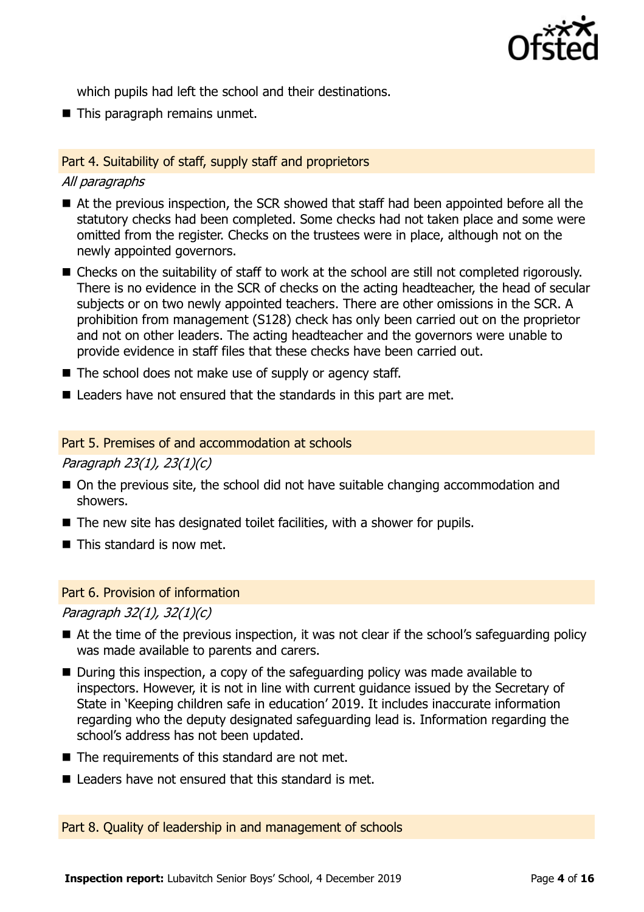which pupils had left the school and their destinations.

- This paragraph remains unmet.

## Part 4. Suitability of staff, supply staff and proprietors

*All paragraphs*

- At the previous inspection, the SCR showed that staff had been appointed before all the statutory checks had been completed. Some checks had not taken place and some were omitted from the register. Checks on the trustees were in place, although not on the newly appointed governors.
- Checks on the suitability of staff to work at the school are still not completed rigorously. There is no evidence in the SCR of checks on the acting headteacher, the head of secular subjects or on two newly appointed teachers. There are other omissions in the SCR. A prohibition from management (S128) check has only been carried out on the proprietor and not on other leaders. The acting headteacher and the governors were unable to provide evidence in staff files that these checks have been carried out.
- The school does not make use of supply or agency staff.
- Leaders have not ensured that the standards in this part are met.

## Part 5. Premises of and accommodation at schools

*Paragraph 23(1), 23(1)(c)*

- On the previous site, the school did not have suitable changing accommodation and showers.
- The new site has designated toilet facilities, with a shower for pupils.
- This standard is now met.

## Part 6. Provision of information

*Paragraph 32(1), 32(1)(c)*

- At the time of the previous inspection, it was not clear if the school's safeguarding policy was made available to parents and carers.
- During this inspection, a copy of the safeguarding policy was made available to inspectors. However, it is not in line with current guidance issued by the Secretary of State in 'Keeping children safe in education' 2019. It includes inaccurate information regarding who the deputy designated safeguarding lead is. Information regarding the school's address has not been updated.
- The requirements of this standard are not met.
- Leaders have not ensured that this standard is met.

## Part 8. Quality of leadership in and management of schools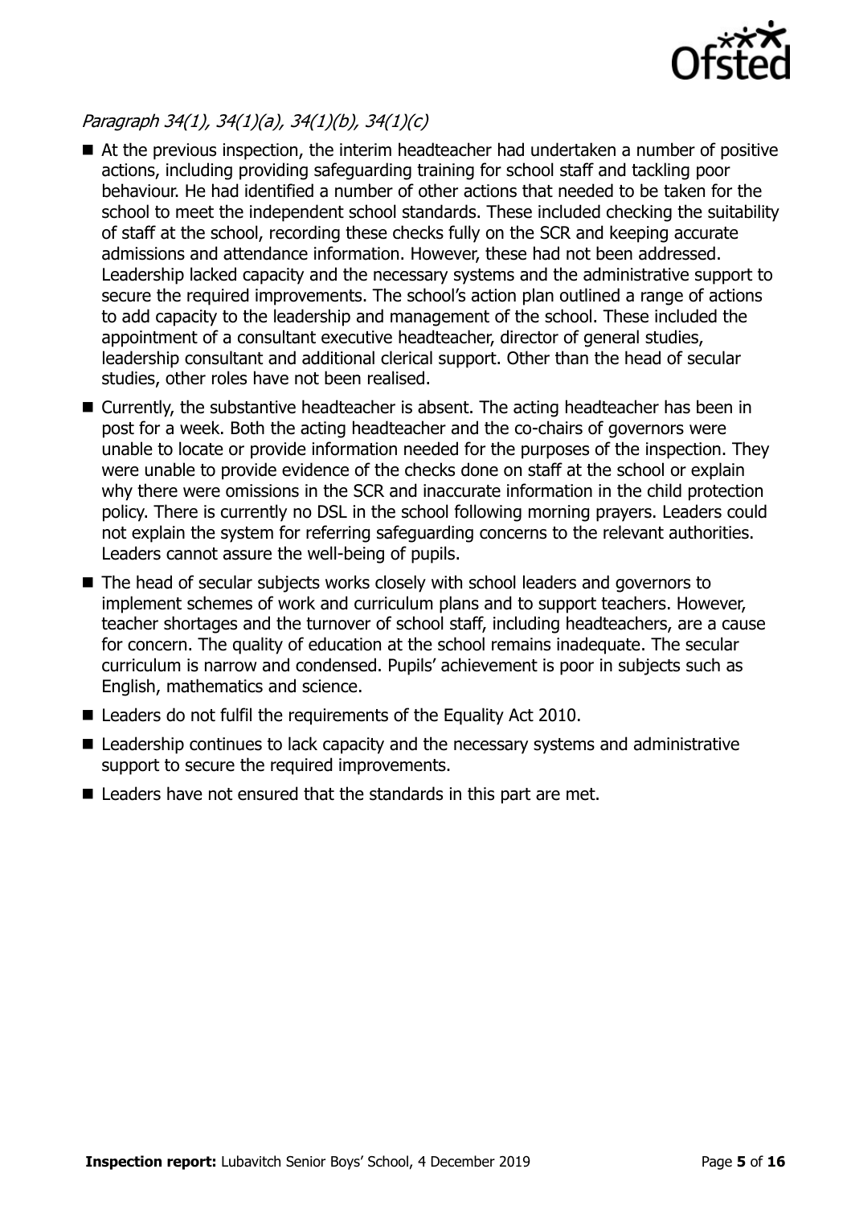*Paragraph 34(1), 34(1)(a), 34(1)(b), 34(1)(c)*

- At the previous inspection, the interim headteacher had undertaken a number of positive actions, including providing safeguarding training for school staff and tackling poor behaviour. He had identified a number of other actions that needed to be taken for the school to meet the independent school standards. These included checking the suitability of staff at the school, recording these checks fully on the SCR and keeping accurate admissions and attendance information. However, these had not been addressed. Leadership lacked capacity and the necessary systems and the administrative support to secure the required improvements. The school's action plan outlined a range of actions to add capacity to the leadership and management of the school. These included the appointment of a consultant executive headteacher, director of general studies, leadership consultant and additional clerical support. Other than the head of secular studies, other roles have not been realised.
- Currently, the substantive headteacher is absent. The acting headteacher has been in post for a week. Both the acting headteacher and the co-chairs of governors were unable to locate or provide information needed for the purposes of the inspection. They were unable to provide evidence of the checks done on staff at the school or explain why there were omissions in the SCR and inaccurate information in the child protection policy. There is currently no DSL in the school following morning prayers. Leaders could not explain the system for referring safeguarding concerns to the relevant authorities. Leaders cannot assure the well-being of pupils.
- The head of secular subjects works closely with school leaders and governors to implement schemes of work and curriculum plans and to support teachers. However, teacher shortages and the turnover of school staff, including headteachers, are a cause for concern. The quality of education at the school remains inadequate. The secular curriculum is narrow and condensed. Pupils' achievement is poor in subjects such as English, mathematics and science.
- Leaders do not fulfil the requirements of the Equality Act 2010.
- Leadership continues to lack capacity and the necessary systems and administrative support to secure the required improvements.
- Leaders have not ensured that the standards in this part are met.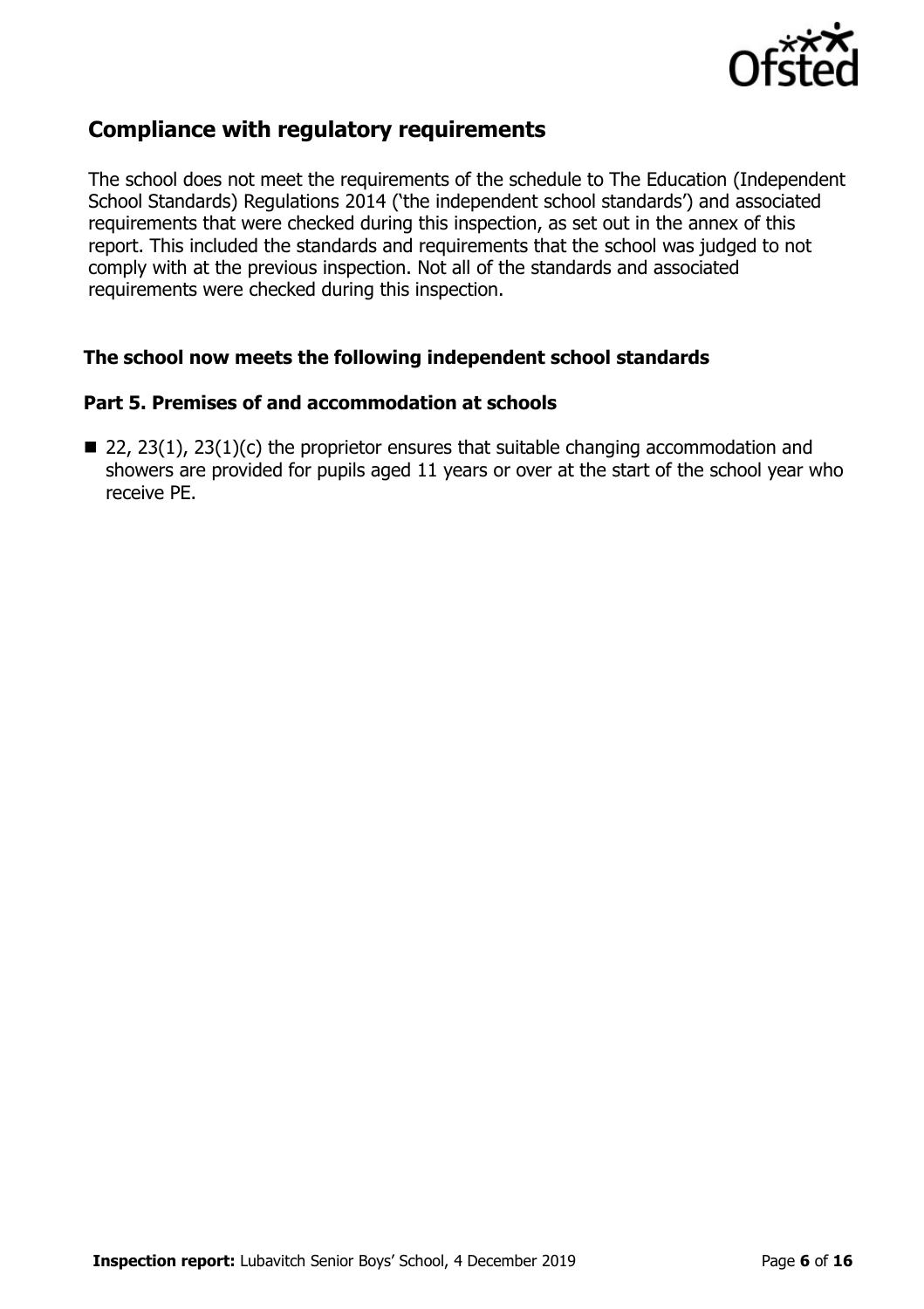## Compliance with regulatory requirements

The school does not meet the requirements of the schedule to The Education (Independent School Standards) Regulations 2014 ('the independent school standards') and associated requirements that were checked during this inspection, as set out in the annex of this report. This included the standards and requirements that the school was judged to not comply with at the previous inspection. Not all of the standards and associated requirements were checked during this inspection.

### The school now meets the following independent school standards

### Part 5. Premises of and accommodation at schools

- 22, 23(1), 23(1)(c) the proprietor ensures that suitable changing accommodation and showers are provided for pupils aged 11 years or over at the start of the school year who receive PE.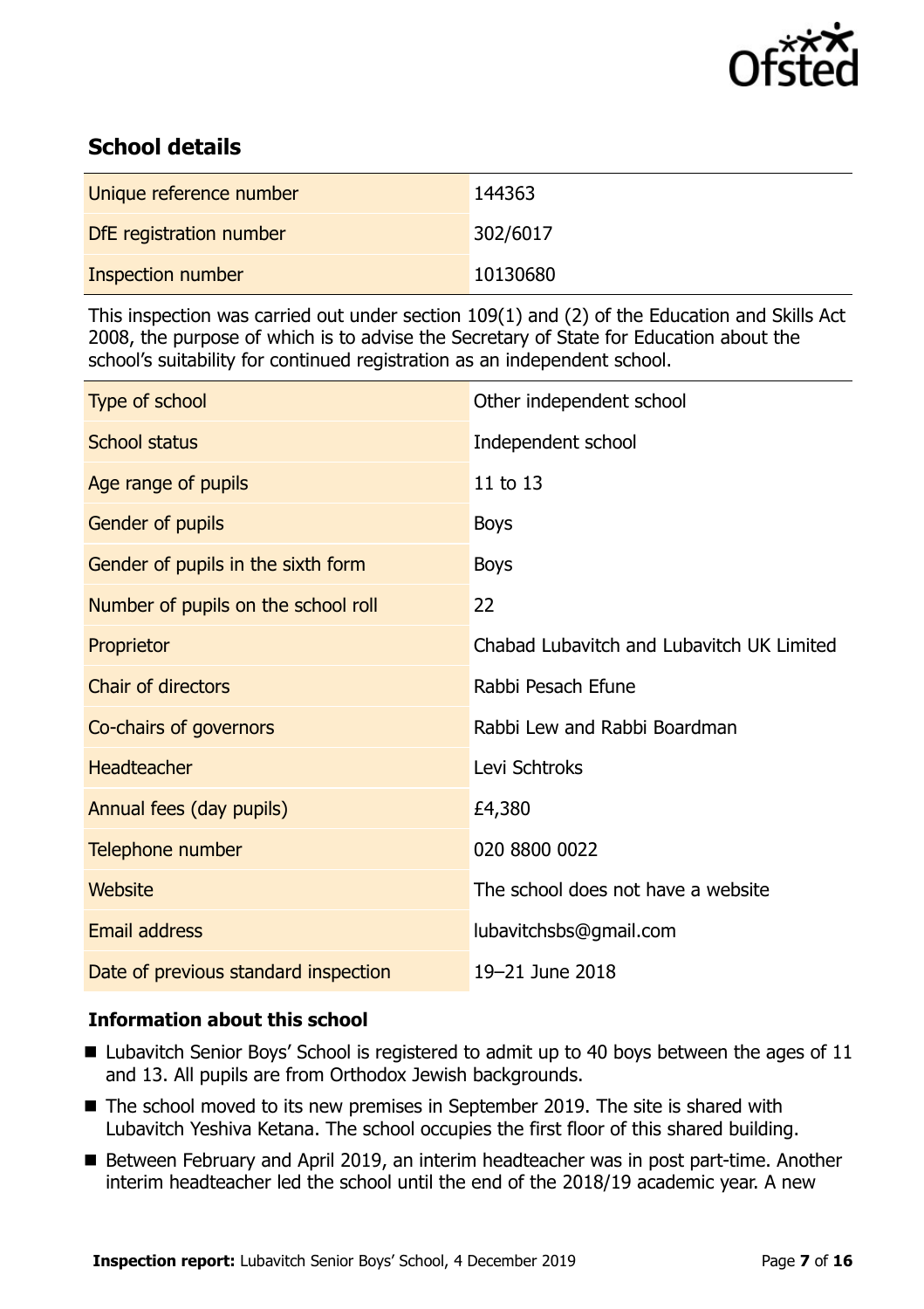## School details

| Unique reference number | 144363 |
| --- | --- |
| DfE registration number | 302/6017 |
| Inspection number | 10130680 |

This inspection was carried out under section 109(1) and (2) of the Education and Skills Act 2008, the purpose of which is to advise the Secretary of State for Education about the school's suitability for continued registration as an independent school.

| Type of school | Other independent school |
| --- | --- |
| School status | Independent school |
| Age range of pupils | 11 to 13 |
| Gender of pupils | Boys |
| Gender of pupils in the sixth form | Boys |
| Number of pupils on the school roll | 22 |
| Proprietor | Chabad Lubavitch and Lubavitch UK Limited |
| Chair of directors | Rabbi Pesach Efune |
| Co-chairs of governors | Rabbi Lew and Rabbi Boardman |
| Headteacher | Levi Schtroks |
| Annual fees (day pupils) | £4,380 |
| Telephone number | 020 8800 0022 |
| Website | The school does not have a website |
| Email address | lubavitchsbs@gmail.com |
| Date of previous standard inspection | 19–21 June 2018 |

### Information about this school

- Lubavitch Senior Boys' School is registered to admit up to 40 boys between the ages of 11 and 13. All pupils are from Orthodox Jewish backgrounds.
- The school moved to its new premises in September 2019. The site is shared with Lubavitch Yeshiva Ketana. The school occupies the first floor of this shared building.
- Between February and April 2019, an interim headteacher was in post part-time. Another interim headteacher led the school until the end of the 2018/19 academic year. A new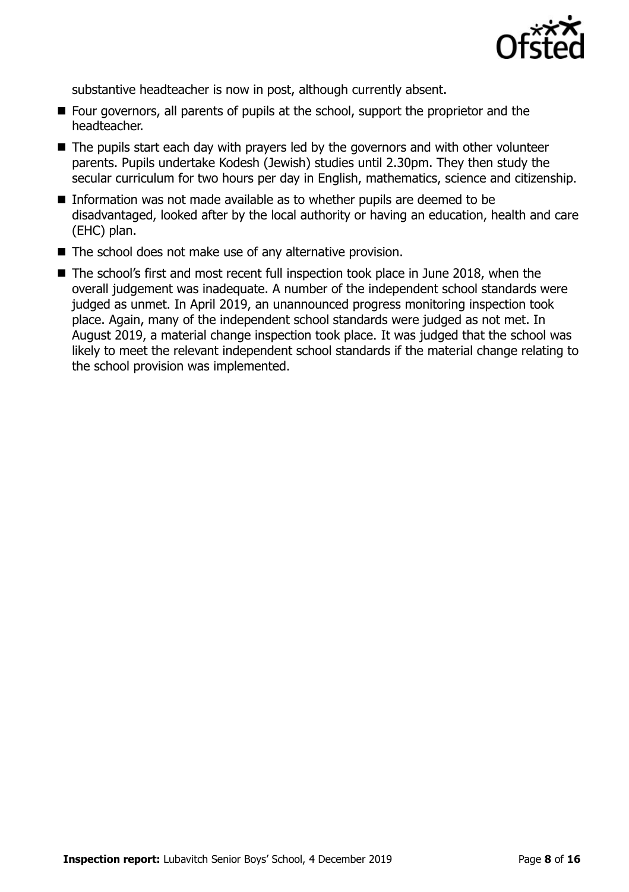substantive headteacher is now in post, although currently absent.

- Four governors, all parents of pupils at the school, support the proprietor and the headteacher.
- The pupils start each day with prayers led by the governors and with other volunteer parents. Pupils undertake Kodesh (Jewish) studies until 2.30pm. They then study the secular curriculum for two hours per day in English, mathematics, science and citizenship.
- Information was not made available as to whether pupils are deemed to be disadvantaged, looked after by the local authority or having an education, health and care (EHC) plan.
- The school does not make use of any alternative provision.
- The school's first and most recent full inspection took place in June 2018, when the overall judgement was inadequate. A number of the independent school standards were judged as unmet. In April 2019, an unannounced progress monitoring inspection took place. Again, many of the independent school standards were judged as not met. In August 2019, a material change inspection took place. It was judged that the school was likely to meet the relevant independent school standards if the material change relating to the school provision was implemented.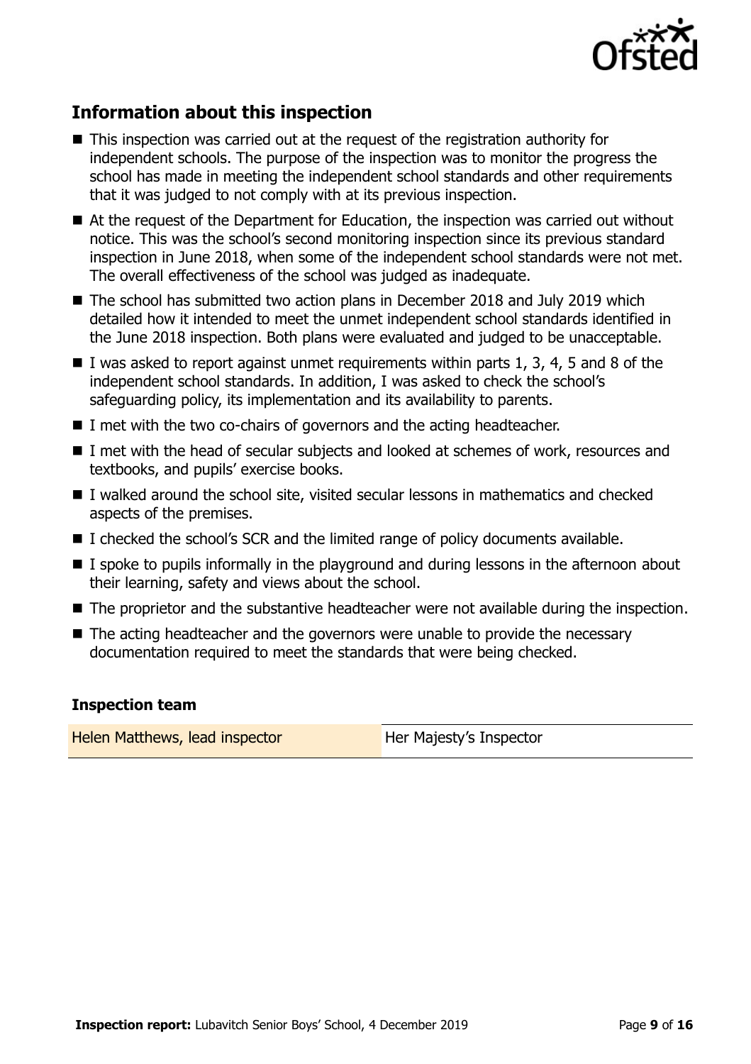## Information about this inspection

- This inspection was carried out at the request of the registration authority for independent schools. The purpose of the inspection was to monitor the progress the school has made in meeting the independent school standards and other requirements that it was judged to not comply with at its previous inspection.
- At the request of the Department for Education, the inspection was carried out without notice. This was the school's second monitoring inspection since its previous standard inspection in June 2018, when some of the independent school standards were not met. The overall effectiveness of the school was judged as inadequate.
- The school has submitted two action plans in December 2018 and July 2019 which detailed how it intended to meet the unmet independent school standards identified in the June 2018 inspection. Both plans were evaluated and judged to be unacceptable.
- I was asked to report against unmet requirements within parts 1, 3, 4, 5 and 8 of the independent school standards. In addition, I was asked to check the school's safeguarding policy, its implementation and its availability to parents.
- I met with the two co-chairs of governors and the acting headteacher.
- I met with the head of secular subjects and looked at schemes of work, resources and textbooks, and pupils' exercise books.
- I walked around the school site, visited secular lessons in mathematics and checked aspects of the premises.
- I checked the school's SCR and the limited range of policy documents available.
- I spoke to pupils informally in the playground and during lessons in the afternoon about their learning, safety and views about the school.
- The proprietor and the substantive headteacher were not available during the inspection.
- The acting headteacher and the governors were unable to provide the necessary documentation required to meet the standards that were being checked.

### Inspection team

| | |
|---|---|
| Helen Matthews, lead inspector | Her Majesty's Inspector |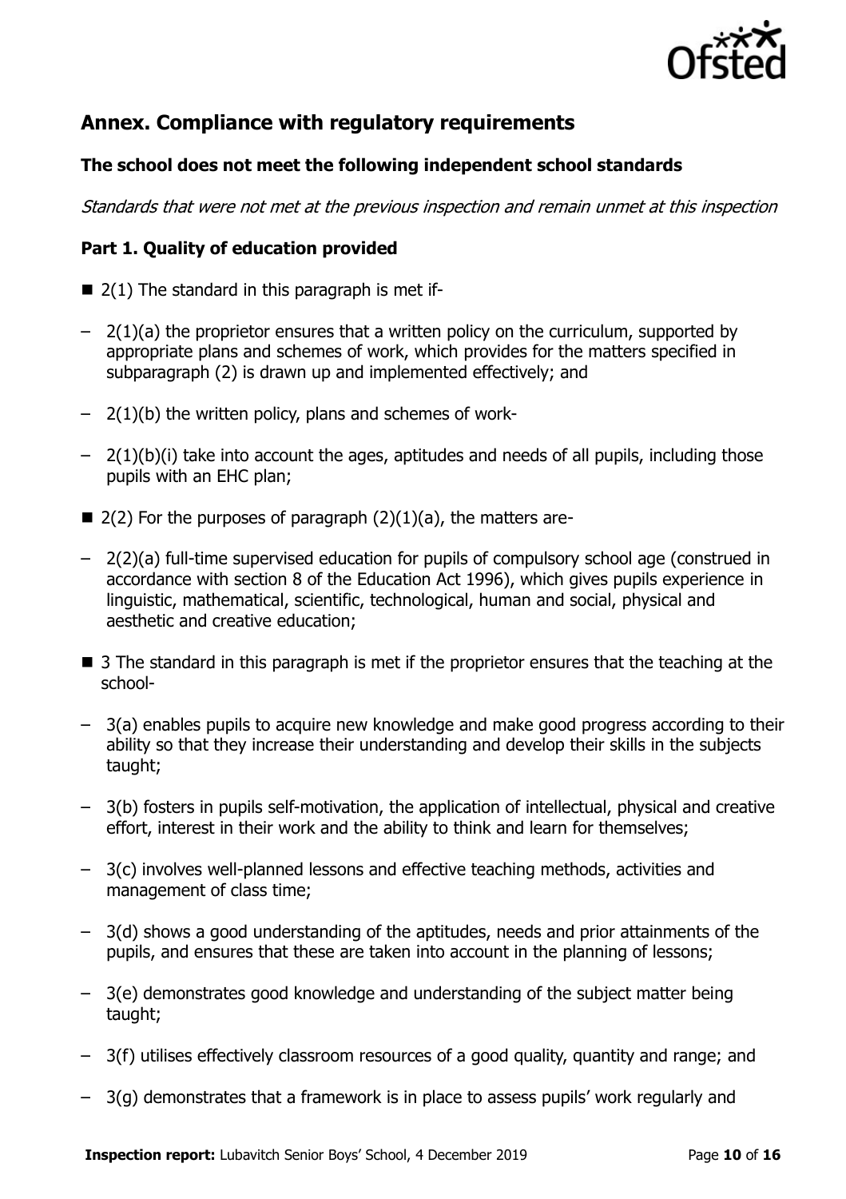## Annex. Compliance with regulatory requirements

### The school does not meet the following independent school standards

*Standards that were not met at the previous inspection and remain unmet at this inspection*

### Part 1. Quality of education provided

- 2(1) The standard in this paragraph is met if-
  - 2(1)(a) the proprietor ensures that a written policy on the curriculum, supported by appropriate plans and schemes of work, which provides for the matters specified in subparagraph (2) is drawn up and implemented effectively; and
  - 2(1)(b) the written policy, plans and schemes of work-
  - 2(1)(b)(i) take into account the ages, aptitudes and needs of all pupils, including those pupils with an EHC plan;
- 2(2) For the purposes of paragraph (2)(1)(a), the matters are-
  - 2(2)(a) full-time supervised education for pupils of compulsory school age (construed in accordance with section 8 of the Education Act 1996), which gives pupils experience in linguistic, mathematical, scientific, technological, human and social, physical and aesthetic and creative education;
- 3 The standard in this paragraph is met if the proprietor ensures that the teaching at the school-
  - 3(a) enables pupils to acquire new knowledge and make good progress according to their ability so that they increase their understanding and develop their skills in the subjects taught;
  - 3(b) fosters in pupils self-motivation, the application of intellectual, physical and creative effort, interest in their work and the ability to think and learn for themselves;
  - 3(c) involves well-planned lessons and effective teaching methods, activities and management of class time;
  - 3(d) shows a good understanding of the aptitudes, needs and prior attainments of the pupils, and ensures that these are taken into account in the planning of lessons;
  - 3(e) demonstrates good knowledge and understanding of the subject matter being taught;
  - 3(f) utilises effectively classroom resources of a good quality, quantity and range; and
  - 3(g) demonstrates that a framework is in place to assess pupils' work regularly and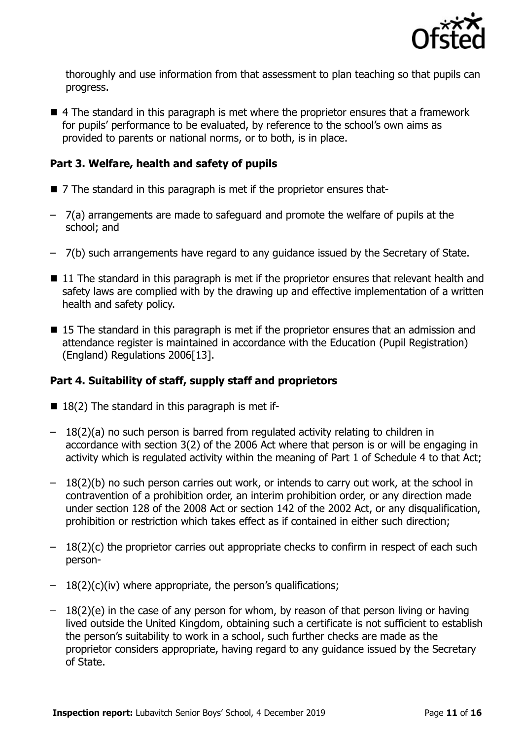thoroughly and use information from that assessment to plan teaching so that pupils can progress.

- 4 The standard in this paragraph is met where the proprietor ensures that a framework for pupils' performance to be evaluated, by reference to the school's own aims as provided to parents or national norms, or to both, is in place.

**Part 3. Welfare, health and safety of pupils**

- 7 The standard in this paragraph is met if the proprietor ensures that-
  - 7(a) arrangements are made to safeguard and promote the welfare of pupils at the school; and
  - 7(b) such arrangements have regard to any guidance issued by the Secretary of State.
- 11 The standard in this paragraph is met if the proprietor ensures that relevant health and safety laws are complied with by the drawing up and effective implementation of a written health and safety policy.
- 15 The standard in this paragraph is met if the proprietor ensures that an admission and attendance register is maintained in accordance with the Education (Pupil Registration) (England) Regulations 2006[13].

**Part 4. Suitability of staff, supply staff and proprietors**

- 18(2) The standard in this paragraph is met if-
  - 18(2)(a) no such person is barred from regulated activity relating to children in accordance with section 3(2) of the 2006 Act where that person is or will be engaging in activity which is regulated activity within the meaning of Part 1 of Schedule 4 to that Act;
  - 18(2)(b) no such person carries out work, or intends to carry out work, at the school in contravention of a prohibition order, an interim prohibition order, or any direction made under section 128 of the 2008 Act or section 142 of the 2002 Act, or any disqualification, prohibition or restriction which takes effect as if contained in either such direction;
  - 18(2)(c) the proprietor carries out appropriate checks to confirm in respect of each such person-
  - 18(2)(c)(iv) where appropriate, the person's qualifications;
  - 18(2)(e) in the case of any person for whom, by reason of that person living or having lived outside the United Kingdom, obtaining such a certificate is not sufficient to establish the person's suitability to work in a school, such further checks are made as the proprietor considers appropriate, having regard to any guidance issued by the Secretary of State.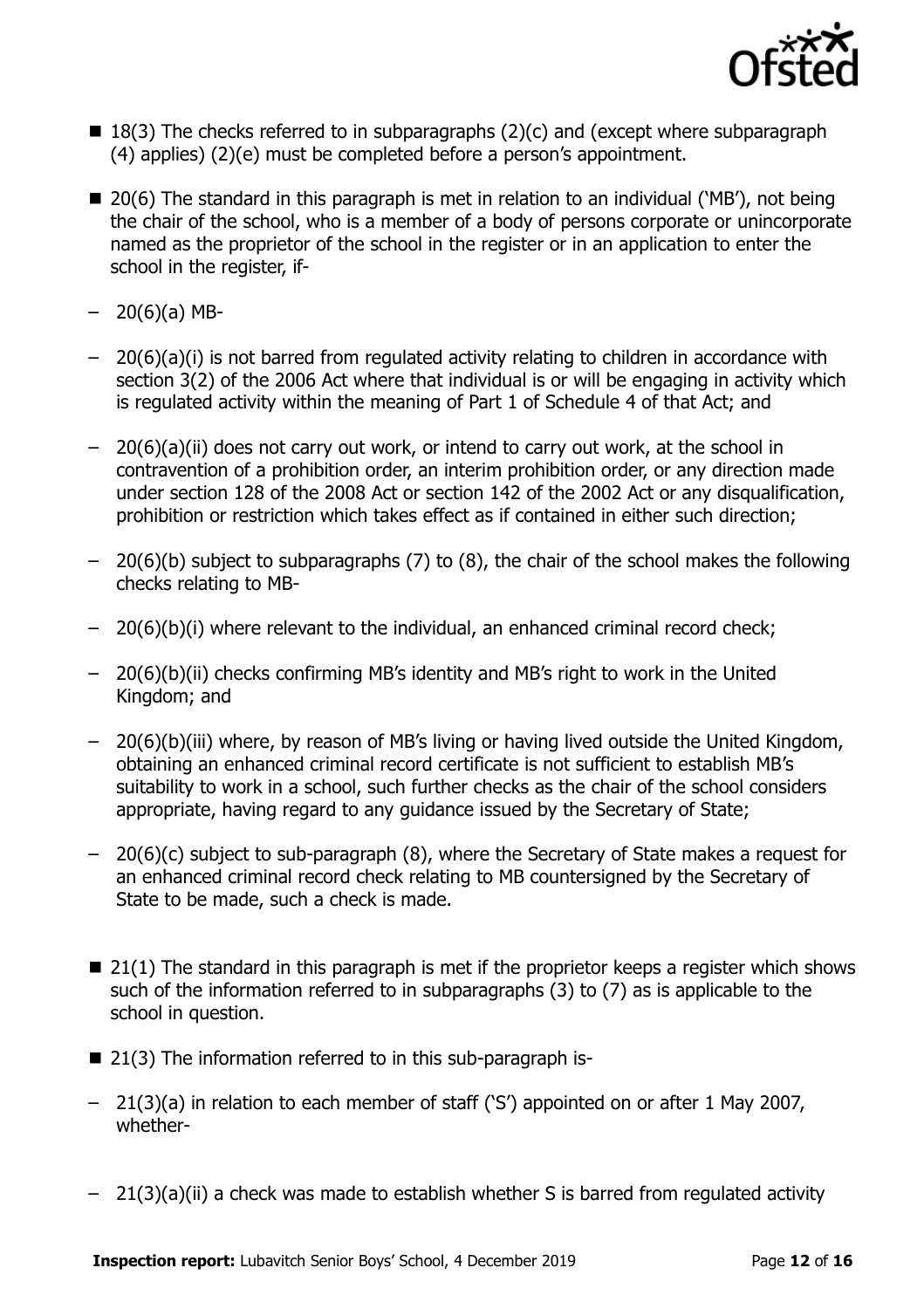- 18(3) The checks referred to in subparagraphs (2)(c) and (except where subparagraph (4) applies) (2)(e) must be completed before a person's appointment.

- 20(6) The standard in this paragraph is met in relation to an individual ('MB'), not being the chair of the school, who is a member of a body of persons corporate or unincorporate named as the proprietor of the school in the register or in an application to enter the school in the register, if-

  - 20(6)(a) MB-

  - 20(6)(a)(i) is not barred from regulated activity relating to children in accordance with section 3(2) of the 2006 Act where that individual is or will be engaging in activity which is regulated activity within the meaning of Part 1 of Schedule 4 of that Act; and

  - 20(6)(a)(ii) does not carry out work, or intend to carry out work, at the school in contravention of a prohibition order, an interim prohibition order, or any direction made under section 128 of the 2008 Act or section 142 of the 2002 Act or any disqualification, prohibition or restriction which takes effect as if contained in either such direction;

  - 20(6)(b) subject to subparagraphs (7) to (8), the chair of the school makes the following checks relating to MB-

  - 20(6)(b)(i) where relevant to the individual, an enhanced criminal record check;

  - 20(6)(b)(ii) checks confirming MB's identity and MB's right to work in the United Kingdom; and

  - 20(6)(b)(iii) where, by reason of MB's living or having lived outside the United Kingdom, obtaining an enhanced criminal record certificate is not sufficient to establish MB's suitability to work in a school, such further checks as the chair of the school considers appropriate, having regard to any guidance issued by the Secretary of State;

  - 20(6)(c) subject to sub-paragraph (8), where the Secretary of State makes a request for an enhanced criminal record check relating to MB countersigned by the Secretary of State to be made, such a check is made.

- 21(1) The standard in this paragraph is met if the proprietor keeps a register which shows such of the information referred to in subparagraphs (3) to (7) as is applicable to the school in question.

- 21(3) The information referred to in this sub-paragraph is-

  - 21(3)(a) in relation to each member of staff ('S') appointed on or after 1 May 2007, whether-

  - 21(3)(a)(ii) a check was made to establish whether S is barred from regulated activity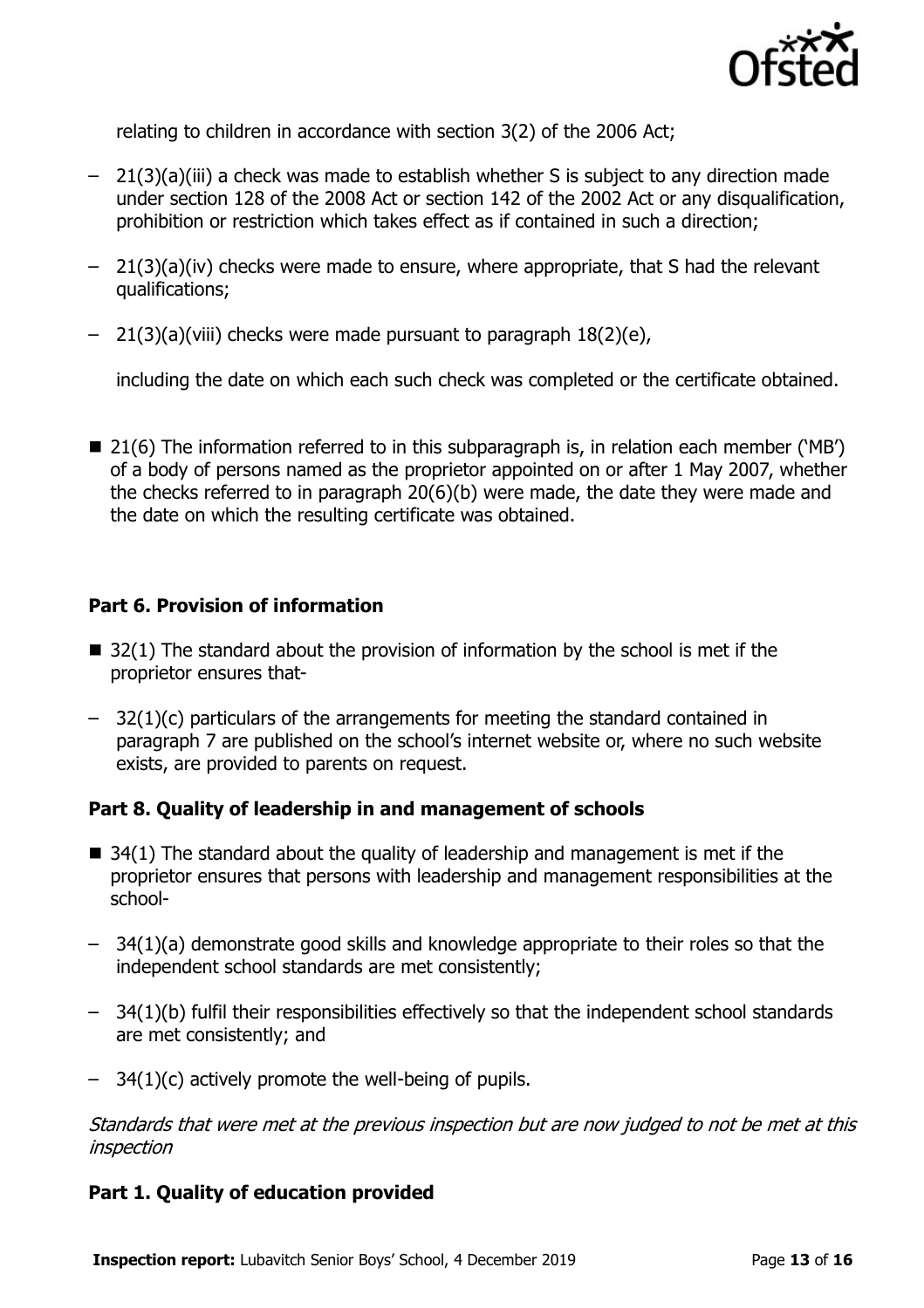relating to children in accordance with section 3(2) of the 2006 Act;

– 21(3)(a)(iii) a check was made to establish whether S is subject to any direction made under section 128 of the 2008 Act or section 142 of the 2002 Act or any disqualification, prohibition or restriction which takes effect as if contained in such a direction;

– 21(3)(a)(iv) checks were made to ensure, where appropriate, that S had the relevant qualifications;

– 21(3)(a)(viii) checks were made pursuant to paragraph 18(2)(e),

including the date on which each such check was completed or the certificate obtained.

- 21(6) The information referred to in this subparagraph is, in relation each member ('MB') of a body of persons named as the proprietor appointed on or after 1 May 2007, whether the checks referred to in paragraph 20(6)(b) were made, the date they were made and the date on which the resulting certificate was obtained.

**Part 6. Provision of information**

- 32(1) The standard about the provision of information by the school is met if the proprietor ensures that-

– 32(1)(c) particulars of the arrangements for meeting the standard contained in paragraph 7 are published on the school's internet website or, where no such website exists, are provided to parents on request.

**Part 8. Quality of leadership in and management of schools**

- 34(1) The standard about the quality of leadership and management is met if the proprietor ensures that persons with leadership and management responsibilities at the school-

– 34(1)(a) demonstrate good skills and knowledge appropriate to their roles so that the independent school standards are met consistently;

– 34(1)(b) fulfil their responsibilities effectively so that the independent school standards are met consistently; and

– 34(1)(c) actively promote the well-being of pupils.

*Standards that were met at the previous inspection but are now judged to not be met at this inspection*

**Part 1. Quality of education provided**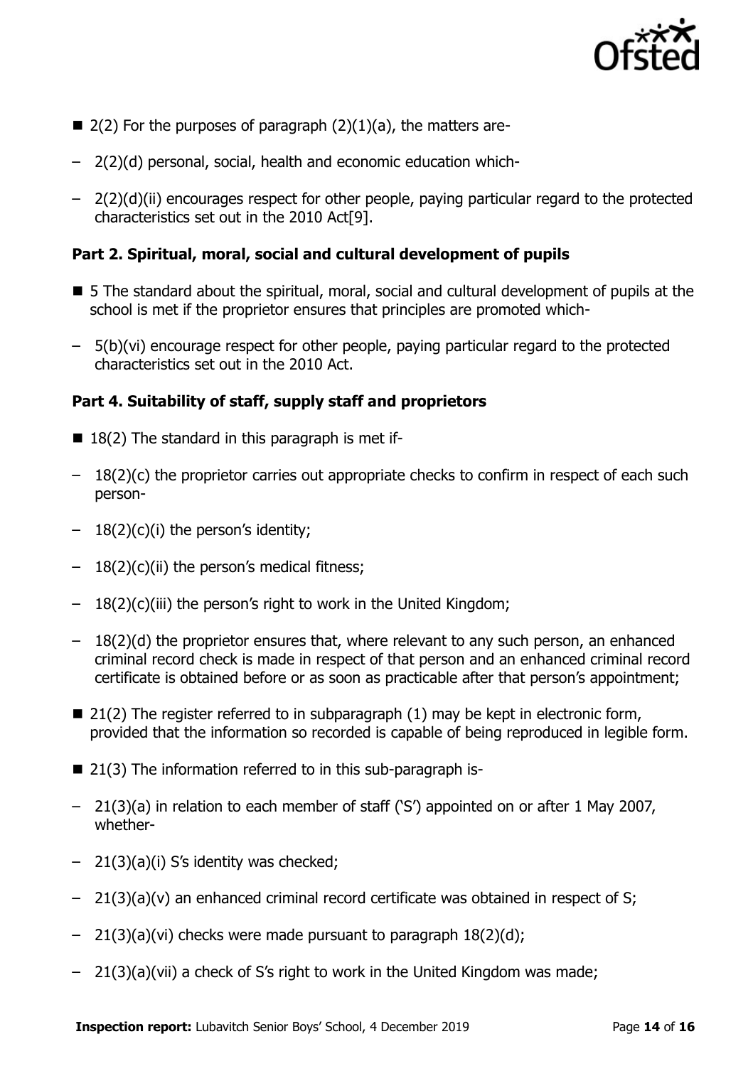- 2(2) For the purposes of paragraph (2)(1)(a), the matters are-
  - 2(2)(d) personal, social, health and economic education which-
  - 2(2)(d)(ii) encourages respect for other people, paying particular regard to the protected characteristics set out in the 2010 Act[9].

**Part 2. Spiritual, moral, social and cultural development of pupils**

- 5 The standard about the spiritual, moral, social and cultural development of pupils at the school is met if the proprietor ensures that principles are promoted which-
  - 5(b)(vi) encourage respect for other people, paying particular regard to the protected characteristics set out in the 2010 Act.

**Part 4. Suitability of staff, supply staff and proprietors**

- 18(2) The standard in this paragraph is met if-
  - 18(2)(c) the proprietor carries out appropriate checks to confirm in respect of each such person-
  - 18(2)(c)(i) the person's identity;
  - 18(2)(c)(ii) the person's medical fitness;
  - 18(2)(c)(iii) the person's right to work in the United Kingdom;
  - 18(2)(d) the proprietor ensures that, where relevant to any such person, an enhanced criminal record check is made in respect of that person and an enhanced criminal record certificate is obtained before or as soon as practicable after that person's appointment;
- 21(2) The register referred to in subparagraph (1) may be kept in electronic form, provided that the information so recorded is capable of being reproduced in legible form.
- 21(3) The information referred to in this sub-paragraph is-
  - 21(3)(a) in relation to each member of staff ('S') appointed on or after 1 May 2007, whether-
  - 21(3)(a)(i) S's identity was checked;
  - 21(3)(a)(v) an enhanced criminal record certificate was obtained in respect of S;
  - 21(3)(a)(vi) checks were made pursuant to paragraph 18(2)(d);
  - 21(3)(a)(vii) a check of S's right to work in the United Kingdom was made;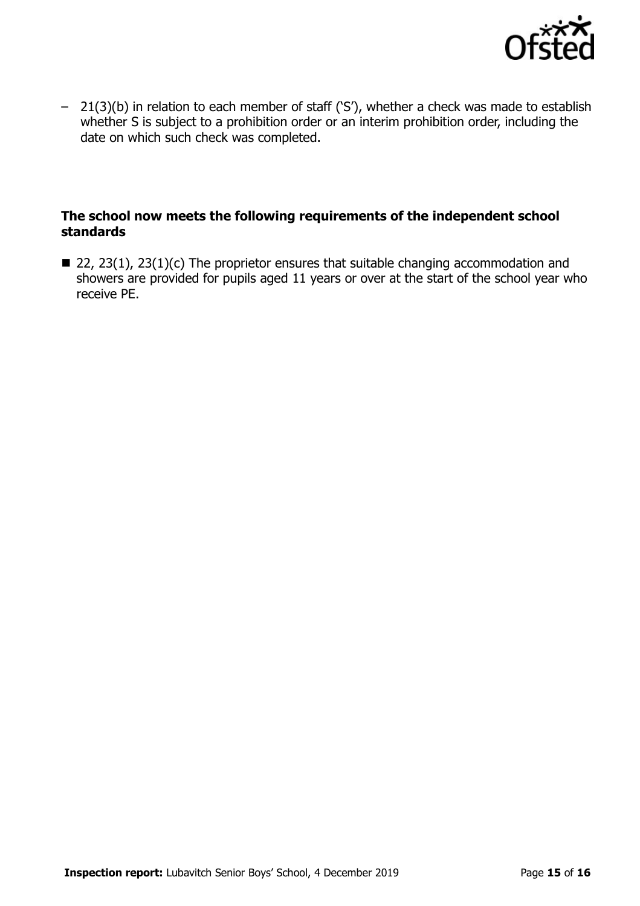– 21(3)(b) in relation to each member of staff ('S'), whether a check was made to establish whether S is subject to a prohibition order or an interim prohibition order, including the date on which such check was completed.

**The school now meets the following requirements of the independent school standards**

- 22, 23(1), 23(1)(c) The proprietor ensures that suitable changing accommodation and showers are provided for pupils aged 11 years or over at the start of the school year who receive PE.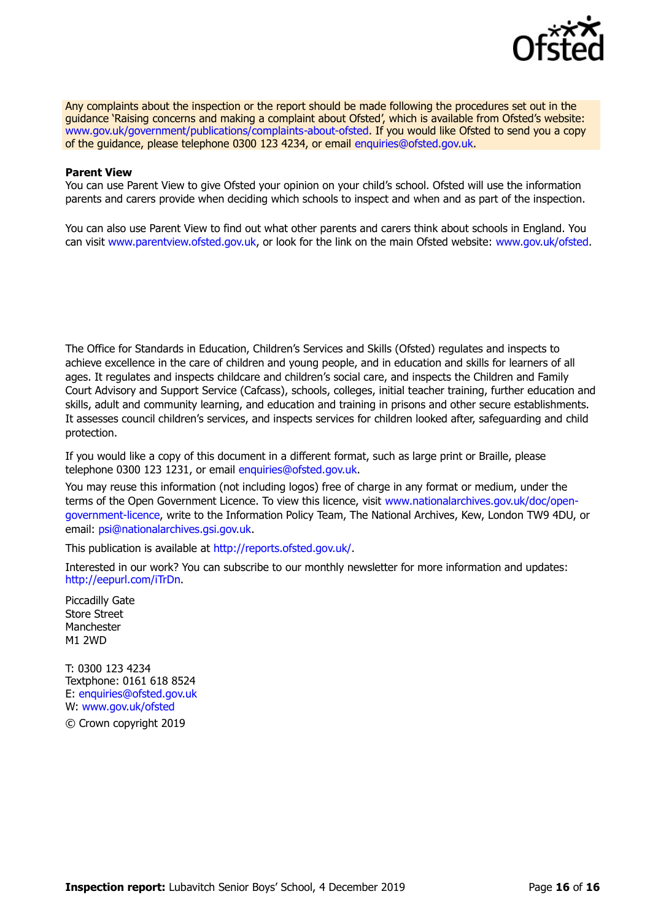Any complaints about the inspection or the report should be made following the procedures set out in the guidance 'Raising concerns and making a complaint about Ofsted', which is available from Ofsted's website: www.gov.uk/government/publications/complaints-about-ofsted. If you would like Ofsted to send you a copy of the guidance, please telephone 0300 123 4234, or email enquiries@ofsted.gov.uk.

**Parent View**

You can use Parent View to give Ofsted your opinion on your child's school. Ofsted will use the information parents and carers provide when deciding which schools to inspect and when and as part of the inspection.

You can also use Parent View to find out what other parents and carers think about schools in England. You can visit www.parentview.ofsted.gov.uk, or look for the link on the main Ofsted website: www.gov.uk/ofsted.

The Office for Standards in Education, Children's Services and Skills (Ofsted) regulates and inspects to achieve excellence in the care of children and young people, and in education and skills for learners of all ages. It regulates and inspects childcare and children's social care, and inspects the Children and Family Court Advisory and Support Service (Cafcass), schools, colleges, initial teacher training, further education and skills, adult and community learning, and education and training in prisons and other secure establishments. It assesses council children's services, and inspects services for children looked after, safeguarding and child protection.

If you would like a copy of this document in a different format, such as large print or Braille, please telephone 0300 123 1231, or email enquiries@ofsted.gov.uk.

You may reuse this information (not including logos) free of charge in any format or medium, under the terms of the Open Government Licence. To view this licence, visit www.nationalarchives.gov.uk/doc/open-government-licence, write to the Information Policy Team, The National Archives, Kew, London TW9 4DU, or email: psi@nationalarchives.gsi.gov.uk.

This publication is available at http://reports.ofsted.gov.uk/.

Interested in our work? You can subscribe to our monthly newsletter for more information and updates: http://eepurl.com/iTrDn.

Piccadilly Gate
Store Street
Manchester
M1 2WD

T: 0300 123 4234
Textphone: 0161 618 8524
E: enquiries@ofsted.gov.uk
W: www.gov.uk/ofsted

© Crown copyright 2019